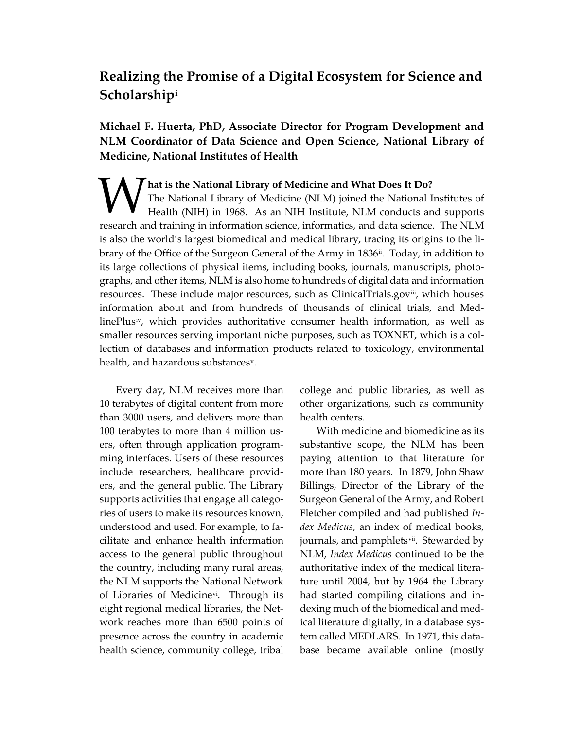# Realizing the Promise of a Digital Ecosystem for Science and Scholarship[i]

**Michael F. Huerta, PhD, Associate Director for Program Development and NLM Coordinator of Data Science and Open Science, National Library of Medicine, National Institutes of Health**

**What is the National Library of Medicine and What Does It Do?**

The National Library of Medicine (NLM) joined the National Institutes of Health (NIH) in 1968. As an NIH Institute, NLM conducts and supports research and training in information science, informatics, and data science. The NLM is also the world's largest biomedical and medical library, tracing its origins to the library of the Office of the Surgeon General of the Army in 1836[ii]. Today, in addition to its large collections of physical items, including books, journals, manuscripts, photographs, and other items, NLM is also home to hundreds of digital data and information resources. These include major resources, such as ClinicalTrials.gov[iii], which houses information about and from hundreds of thousands of clinical trials, and MedlinePlus[iv], which provides authoritative consumer health information, as well as smaller resources serving important niche purposes, such as TOXNET, which is a collection of databases and information products related to toxicology, environmental health, and hazardous substances[v].

Every day, NLM receives more than 10 terabytes of digital content from more than 3000 users, and delivers more than 100 terabytes to more than 4 million users, often through application programming interfaces. Users of these resources include researchers, healthcare providers, and the general public. The Library supports activities that engage all categories of users to make its resources known, understood and used. For example, to facilitate and enhance health information access to the general public throughout the country, including many rural areas, the NLM supports the National Network of Libraries of Medicine[vi]. Through its eight regional medical libraries, the Network reaches more than 6500 points of presence across the country in academic health science, community college, tribal college and public libraries, as well as other organizations, such as community health centers.

With medicine and biomedicine as its substantive scope, the NLM has been paying attention to that literature for more than 180 years. In 1879, John Shaw Billings, Director of the Library of the Surgeon General of the Army, and Robert Fletcher compiled and had published *Index Medicus*, an index of medical books, journals, and pamphlets[vii]. Stewarded by NLM, *Index Medicus* continued to be the authoritative index of the medical literature until 2004, but by 1964 the Library had started compiling citations and indexing much of the biomedical and medical literature digitally, in a database system called MEDLARS. In 1971, this database became available online (mostly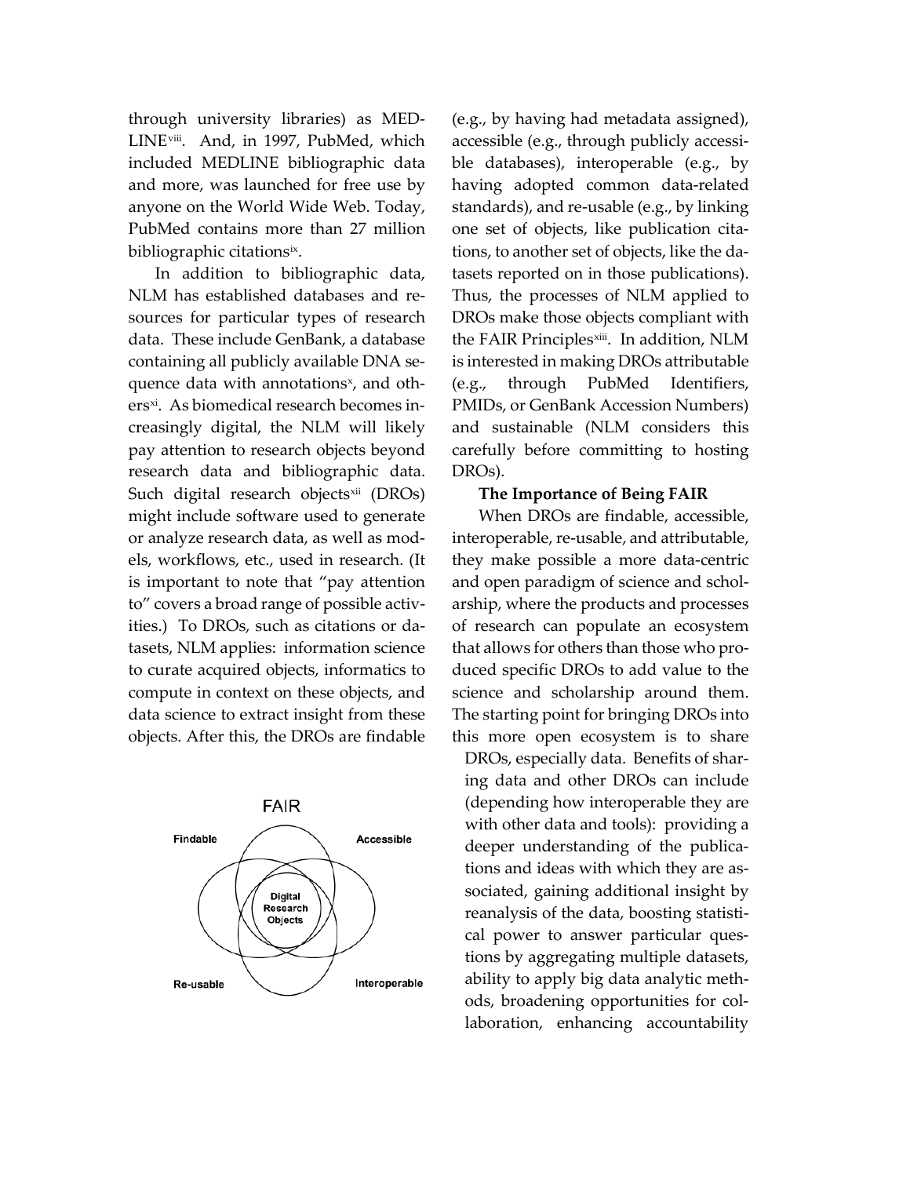through university libraries) as MEDLINE[viii]. And, in 1997, PubMed, which included MEDLINE bibliographic data and more, was launched for free use by anyone on the World Wide Web. Today, PubMed contains more than 27 million bibliographic citations[ix].

In addition to bibliographic data, NLM has established databases and resources for particular types of research data. These include GenBank, a database containing all publicly available DNA sequence data with annotations[x], and others[xi]. As biomedical research becomes increasingly digital, the NLM will likely pay attention to research objects beyond research data and bibliographic data. Such digital research objects[xii] (DROs) might include software used to generate or analyze research data, as well as models, workflows, etc., used in research. (It is important to note that "pay attention to" covers a broad range of possible activities.) To DROs, such as citations or datasets, NLM applies: information science to curate acquired objects, informatics to compute in context on these objects, and data science to extract insight from these objects. After this, the DROs are findable (e.g., by having had metadata assigned), accessible (e.g., through publicly accessible databases), interoperable (e.g., by having adopted common data-related standards), and re-usable (e.g., by linking one set of objects, like publication citations, to another set of objects, like the datasets reported on in those publications). Thus, the processes of NLM applied to DROs make those objects compliant with the FAIR Principles[xiii]. In addition, NLM is interested in making DROs attributable (e.g., through PubMed Identifiers, PMIDs, or GenBank Accession Numbers) and sustainable (NLM considers this carefully before committing to hosting DROs).

FAIR

Findable | Accessible | Digital Research Objects | Re-usable | Interoperable

**The Importance of Being FAIR**

When DROs are findable, accessible, interoperable, re-usable, and attributable, they make possible a more data-centric and open paradigm of science and scholarship, where the products and processes of research can populate an ecosystem that allows for others than those who produced specific DROs to add value to the science and scholarship around them. The starting point for bringing DROs into this more open ecosystem is to share DROs, especially data. Benefits of sharing data and other DROs can include (depending how interoperable they are with other data and tools): providing a deeper understanding of the publications and ideas with which they are associated, gaining additional insight by reanalysis of the data, boosting statistical power to answer particular questions by aggregating multiple datasets, ability to apply big data analytic methods, broadening opportunities for collaboration, enhancing accountability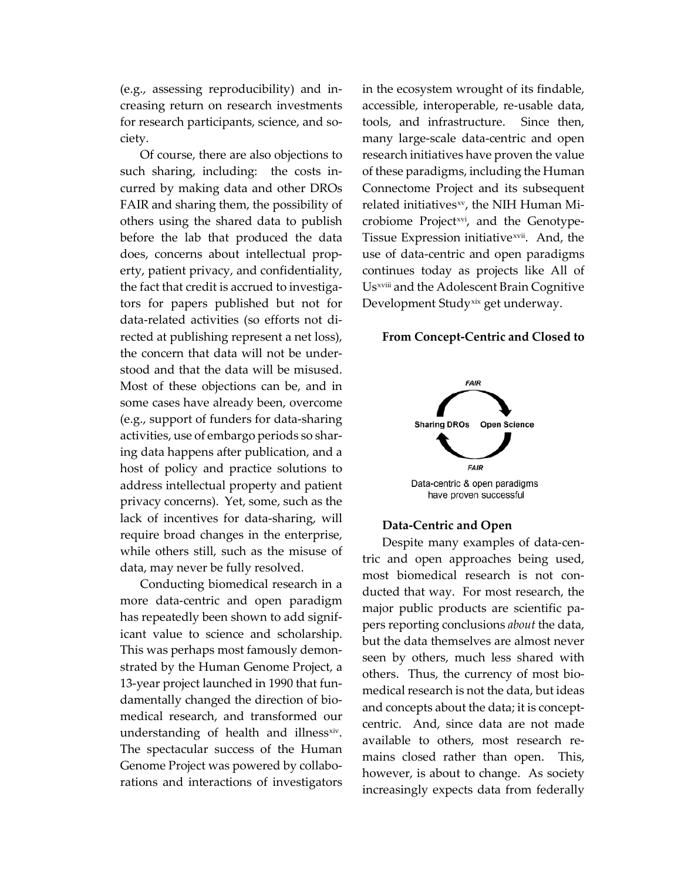(e.g., assessing reproducibility) and increasing return on research investments for research participants, science, and society.

Of course, there are also objections to such sharing, including: the costs incurred by making data and other DROs FAIR and sharing them, the possibility of others using the shared data to publish before the lab that produced the data does, concerns about intellectual property, patient privacy, and confidentiality, the fact that credit is accrued to investigators for papers published but not for data-related activities (so efforts not directed at publishing represent a net loss), the concern that data will not be understood and that the data will be misused. Most of these objections can be, and in some cases have already been, overcome (e.g., support of funders for data-sharing activities, use of embargo periods so sharing data happens after publication, and a host of policy and practice solutions to address intellectual property and patient privacy concerns). Yet, some, such as the lack of incentives for data-sharing, will require broad changes in the enterprise, while others still, such as the misuse of data, may never be fully resolved.

Conducting biomedical research in a more data-centric and open paradigm has repeatedly been shown to add significant value to science and scholarship. This was perhaps most famously demonstrated by the Human Genome Project, a 13-year project launched in 1990 that fundamentally changed the direction of biomedical research, and transformed our understanding of health and illness[xiv]. The spectacular success of the Human Genome Project was powered by collaborations and interactions of investigators in the ecosystem wrought of its findable, accessible, interoperable, re-usable data, tools, and infrastructure. Since then, many large-scale data-centric and open research initiatives have proven the value of these paradigms, including the Human Connectome Project and its subsequent related initiatives[xv], the NIH Human Microbiome Project[xvi], and the Genotype-Tissue Expression initiative[xvii]. And, the use of data-centric and open paradigms continues today as projects like All of Us[xviii] and the Adolescent Brain Cognitive Development Study[xix] get underway.

### From Concept-Centric and Closed to Data-Centric and Open

FAIR

Sharing DROs — Open Science

FAIR

Data-centric & open paradigms have proven successful

Despite many examples of data-centric and open approaches being used, most biomedical research is not conducted that way. For most research, the major public products are scientific papers reporting conclusions *about* the data, but the data themselves are almost never seen by others, much less shared with others. Thus, the currency of most biomedical research is not the data, but ideas and concepts about the data; it is concept-centric. And, since data are not made available to others, most research remains closed rather than open. This, however, is about to change. As society increasingly expects data from federally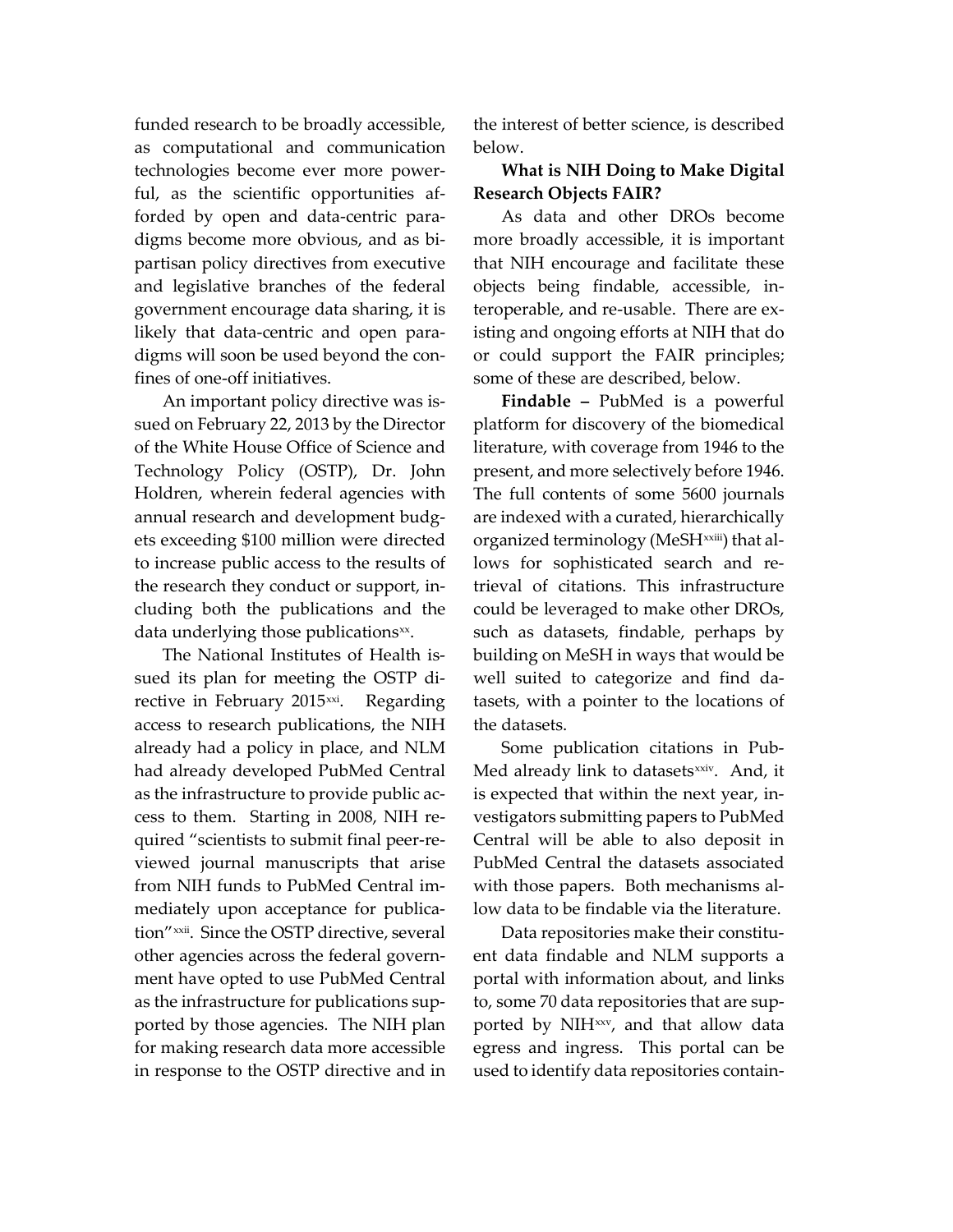funded research to be broadly accessible, as computational and communication technologies become ever more powerful, as the scientific opportunities afforded by open and data-centric paradigms become more obvious, and as bipartisan policy directives from executive and legislative branches of the federal government encourage data sharing, it is likely that data-centric and open paradigms will soon be used beyond the confines of one-off initiatives.

An important policy directive was issued on February 22, 2013 by the Director of the White House Office of Science and Technology Policy (OSTP), Dr. John Holdren, wherein federal agencies with annual research and development budgets exceeding $100 million were directed to increase public access to the results of the research they conduct or support, including both the publications and the data underlying those publications[xx].

The National Institutes of Health issued its plan for meeting the OSTP directive in February 2015[xxi]. Regarding access to research publications, the NIH already had a policy in place, and NLM had already developed PubMed Central as the infrastructure to provide public access to them. Starting in 2008, NIH required "scientists to submit final peer-reviewed journal manuscripts that arise from NIH funds to PubMed Central immediately upon acceptance for publication"[xxii]. Since the OSTP directive, several other agencies across the federal government have opted to use PubMed Central as the infrastructure for publications supported by those agencies. The NIH plan for making research data more accessible in response to the OSTP directive and in the interest of better science, is described below.

**What is NIH Doing to Make Digital Research Objects FAIR?**

As data and other DROs become more broadly accessible, it is important that NIH encourage and facilitate these objects being findable, accessible, interoperable, and re-usable. There are existing and ongoing efforts at NIH that do or could support the FAIR principles; some of these are described, below.

**Findable –** PubMed is a powerful platform for discovery of the biomedical literature, with coverage from 1946 to the present, and more selectively before 1946. The full contents of some 5600 journals are indexed with a curated, hierarchically organized terminology (MeSH[xxiii]) that allows for sophisticated search and retrieval of citations. This infrastructure could be leveraged to make other DROs, such as datasets, findable, perhaps by building on MeSH in ways that would be well suited to categorize and find datasets, with a pointer to the locations of the datasets.

Some publication citations in PubMed already link to datasets[xxiv]. And, it is expected that within the next year, investigators submitting papers to PubMed Central will be able to also deposit in PubMed Central the datasets associated with those papers. Both mechanisms allow data to be findable via the literature.

Data repositories make their constituent data findable and NLM supports a portal with information about, and links to, some 70 data repositories that are supported by NIH[xxv], and that allow data egress and ingress. This portal can be used to identify data repositories contain-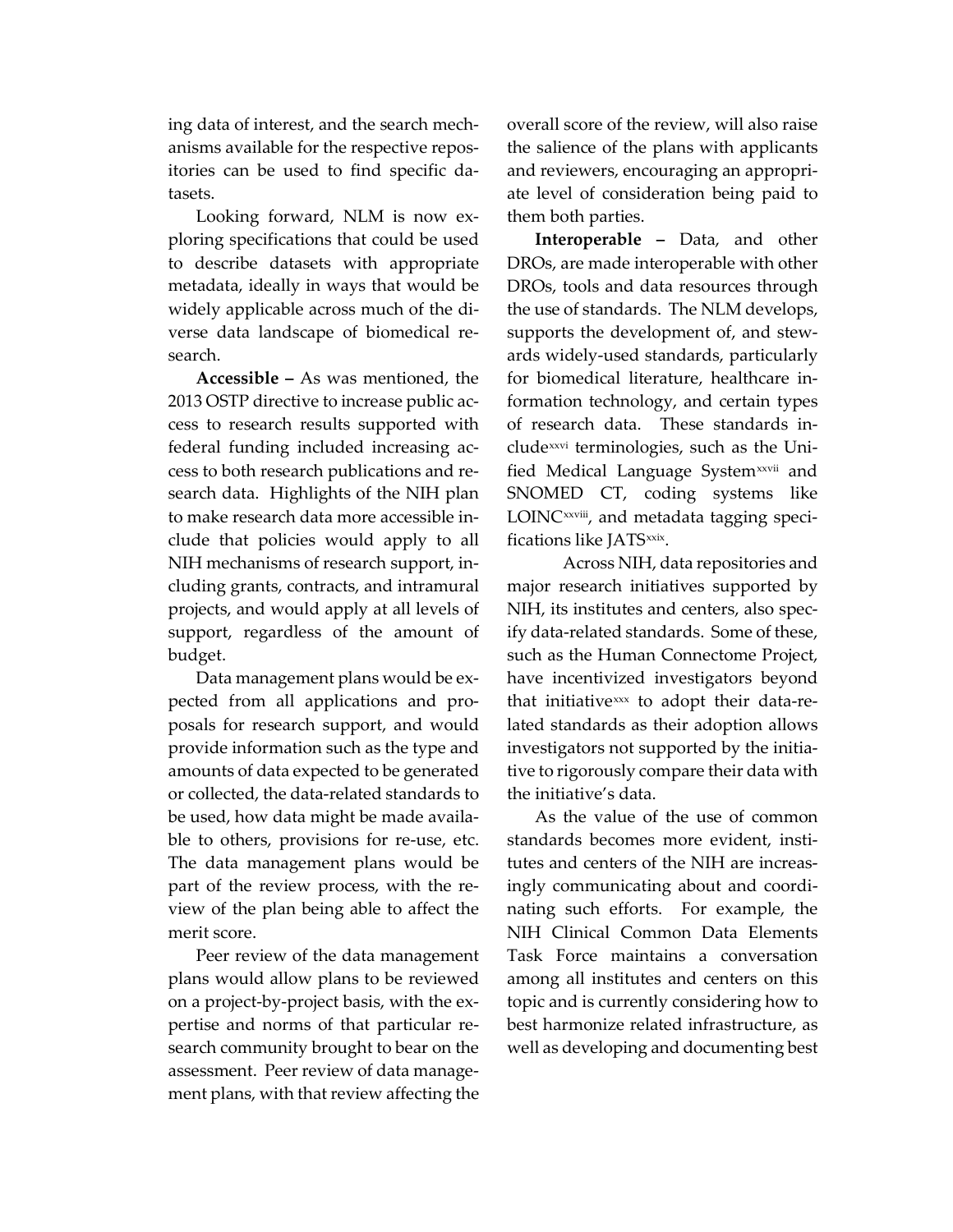ing data of interest, and the search mechanisms available for the respective repositories can be used to find specific datasets.

Looking forward, NLM is now exploring specifications that could be used to describe datasets with appropriate metadata, ideally in ways that would be widely applicable across much of the diverse data landscape of biomedical research.

**Accessible –** As was mentioned, the 2013 OSTP directive to increase public access to research results supported with federal funding included increasing access to both research publications and research data. Highlights of the NIH plan to make research data more accessible include that policies would apply to all NIH mechanisms of research support, including grants, contracts, and intramural projects, and would apply at all levels of support, regardless of the amount of budget.

Data management plans would be expected from all applications and proposals for research support, and would provide information such as the type and amounts of data expected to be generated or collected, the data-related standards to be used, how data might be made available to others, provisions for re-use, etc. The data management plans would be part of the review process, with the review of the plan being able to affect the merit score.

Peer review of the data management plans would allow plans to be reviewed on a project-by-project basis, with the expertise and norms of that particular research community brought to bear on the assessment. Peer review of data management plans, with that review affecting the overall score of the review, will also raise the salience of the plans with applicants and reviewers, encouraging an appropriate level of consideration being paid to them both parties.

**Interoperable –** Data, and other DROs, are made interoperable with other DROs, tools and data resources through the use of standards. The NLM develops, supports the development of, and stewards widely-used standards, particularly for biomedical literature, healthcare information technology, and certain types of research data. These standards include[xxvi] terminologies, such as the Unified Medical Language System[xxvii] and SNOMED CT, coding systems like LOINC[xxviii], and metadata tagging specifications like JATS[xxix].

Across NIH, data repositories and major research initiatives supported by NIH, its institutes and centers, also specify data-related standards. Some of these, such as the Human Connectome Project, have incentivized investigators beyond that initiative[xxx] to adopt their data-related standards as their adoption allows investigators not supported by the initiative to rigorously compare their data with the initiative's data.

As the value of the use of common standards becomes more evident, institutes and centers of the NIH are increasingly communicating about and coordinating such efforts. For example, the NIH Clinical Common Data Elements Task Force maintains a conversation among all institutes and centers on this topic and is currently considering how to best harmonize related infrastructure, as well as developing and documenting best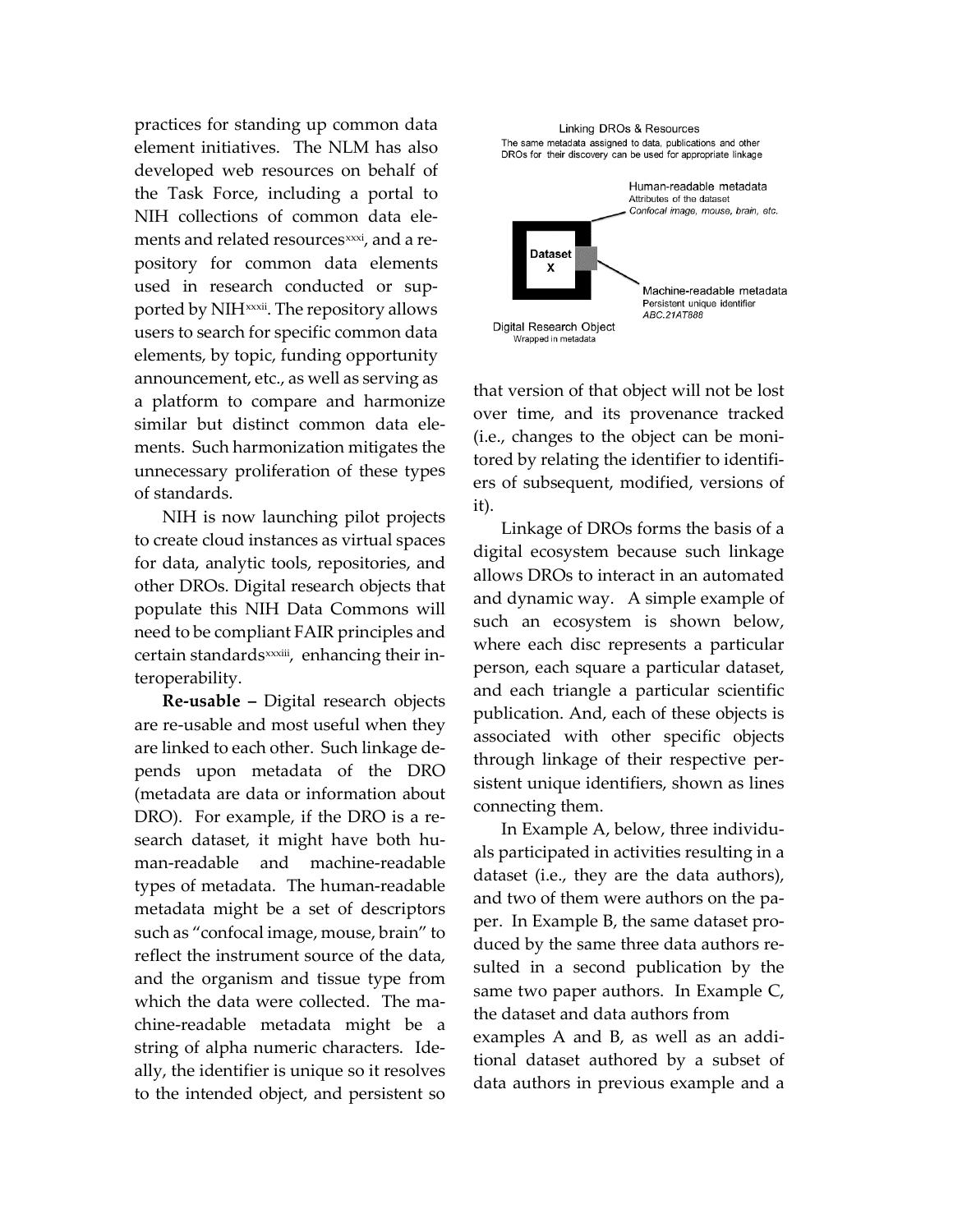practices for standing up common data element initiatives. The NLM has also developed web resources on behalf of the Task Force, including a portal to NIH collections of common data elements and related resources[xxxi], and a repository for common data elements used in research conducted or supported by NIH[xxxii]. The repository allows users to search for specific common data elements, by topic, funding opportunity announcement, etc., as well as serving as a platform to compare and harmonize similar but distinct common data elements. Such harmonization mitigates the unnecessary proliferation of these types of standards.

NIH is now launching pilot projects to create cloud instances as virtual spaces for data, analytic tools, repositories, and other DROs. Digital research objects that populate this NIH Data Commons will need to be compliant FAIR principles and certain standards[xxxiii], enhancing their interoperability.

**Re-usable –** Digital research objects are re-usable and most useful when they are linked to each other. Such linkage depends upon metadata of the DRO (metadata are data or information about DRO). For example, if the DRO is a research dataset, it might have both human-readable and machine-readable types of metadata. The human-readable metadata might be a set of descriptors such as "confocal image, mouse, brain" to reflect the instrument source of the data, and the organism and tissue type from which the data were collected. The machine-readable metadata might be a string of alpha numeric characters. Ideally, the identifier is unique so it resolves to the intended object, and persistent so

Linking DROs & Resources

The same metadata assigned to data, publications and other DROs for their discovery can be used for appropriate linkage

Human-readable metadata
Attributes of the dataset
*Confocal image, mouse, brain, etc.*

Dataset X

Machine-readable metadata
Persistent unique identifier
*ABC.21AT888*

Digital Research Object
Wrapped in metadata

that version of that object will not be lost over time, and its provenance tracked (i.e., changes to the object can be monitored by relating the identifier to identifiers of subsequent, modified, versions of it).

Linkage of DROs forms the basis of a digital ecosystem because such linkage allows DROs to interact in an automated and dynamic way. A simple example of such an ecosystem is shown below, where each disc represents a particular person, each square a particular dataset, and each triangle a particular scientific publication. And, each of these objects is associated with other specific objects through linkage of their respective persistent unique identifiers, shown as lines connecting them.

In Example A, below, three individuals participated in activities resulting in a dataset (i.e., they are the data authors), and two of them were authors on the paper. In Example B, the same dataset produced by the same three data authors resulted in a second publication by the same two paper authors. In Example C, the dataset and data authors from examples A and B, as well as an additional dataset authored by a subset of data authors in previous example and a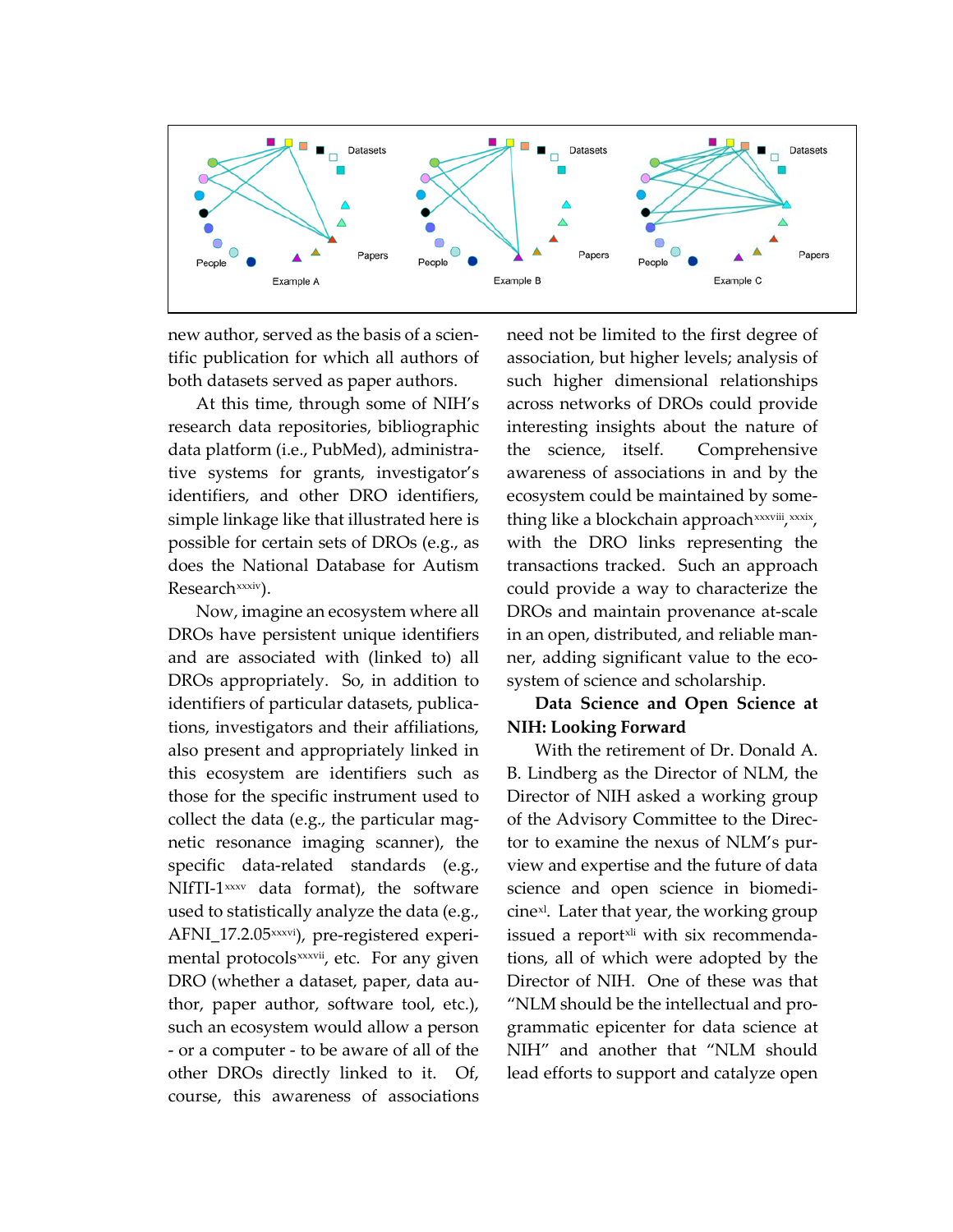Datasets

People

Papers

Example A

Datasets

People

Papers

Example B

Datasets

People

Papers

Example C

new author, served as the basis of a scientific publication for which all authors of both datasets served as paper authors.

At this time, through some of NIH's research data repositories, bibliographic data platform (i.e., PubMed), administrative systems for grants, investigator's identifiers, and other DRO identifiers, simple linkage like that illustrated here is possible for certain sets of DROs (e.g., as does the National Database for Autism Research[xxxiv]).

Now, imagine an ecosystem where all DROs have persistent unique identifiers and are associated with (linked to) all DROs appropriately. So, in addition to identifiers of particular datasets, publications, investigators and their affiliations, also present and appropriately linked in this ecosystem are identifiers such as those for the specific instrument used to collect the data (e.g., the particular magnetic resonance imaging scanner), the specific data-related standards (e.g., NIfTI-1[xxxv] data format), the software used to statistically analyze the data (e.g., AFNI_17.2.05[xxxvi]), pre-registered experimental protocols[xxxvii], etc. For any given DRO (whether a dataset, paper, data author, paper author, software tool, etc.), such an ecosystem would allow a person - or a computer - to be aware of all of the other DROs directly linked to it. Of, course, this awareness of associations need not be limited to the first degree of association, but higher levels; analysis of such higher dimensional relationships across networks of DROs could provide interesting insights about the nature of the science, itself. Comprehensive awareness of associations in and by the ecosystem could be maintained by something like a blockchain approach[xxxviii, xxxix], with the DRO links representing the transactions tracked. Such an approach could provide a way to characterize the DROs and maintain provenance at-scale in an open, distributed, and reliable manner, adding significant value to the ecosystem of science and scholarship.

**Data Science and Open Science at NIH: Looking Forward**

With the retirement of Dr. Donald A. B. Lindberg as the Director of NLM, the Director of NIH asked a working group of the Advisory Committee to the Director to examine the nexus of NLM's purview and expertise and the future of data science and open science in biomedicine[xl]. Later that year, the working group issued a report[xli] with six recommendations, all of which were adopted by the Director of NIH. One of these was that "NLM should be the intellectual and programmatic epicenter for data science at NIH" and another that "NLM should lead efforts to support and catalyze open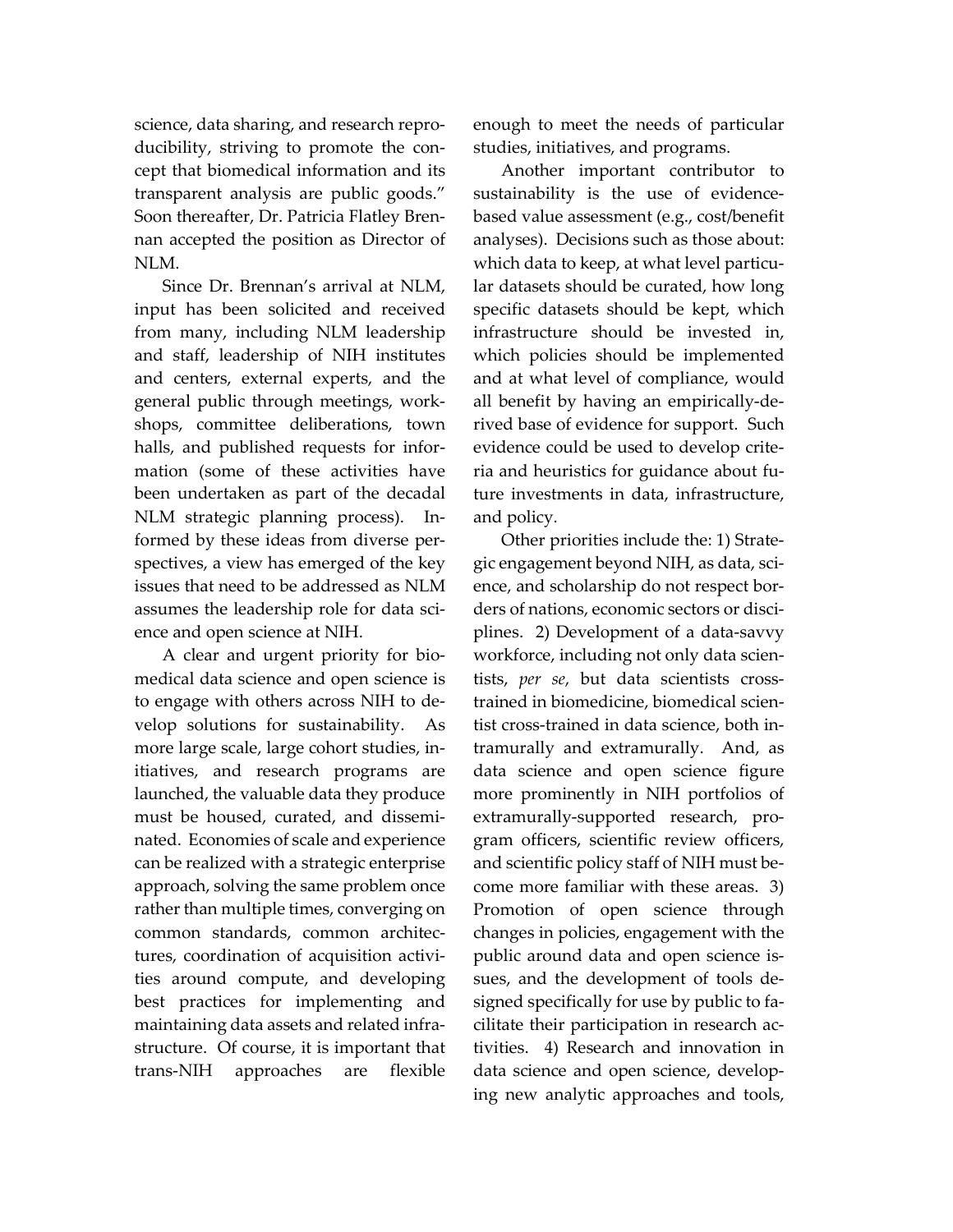science, data sharing, and research reproducibility, striving to promote the concept that biomedical information and its transparent analysis are public goods." Soon thereafter, Dr. Patricia Flatley Brennan accepted the position as Director of NLM.

Since Dr. Brennan's arrival at NLM, input has been solicited and received from many, including NLM leadership and staff, leadership of NIH institutes and centers, external experts, and the general public through meetings, workshops, committee deliberations, town halls, and published requests for information (some of these activities have been undertaken as part of the decadal NLM strategic planning process). Informed by these ideas from diverse perspectives, a view has emerged of the key issues that need to be addressed as NLM assumes the leadership role for data science and open science at NIH.

A clear and urgent priority for biomedical data science and open science is to engage with others across NIH to develop solutions for sustainability. As more large scale, large cohort studies, initiatives, and research programs are launched, the valuable data they produce must be housed, curated, and disseminated. Economies of scale and experience can be realized with a strategic enterprise approach, solving the same problem once rather than multiple times, converging on common standards, common architectures, coordination of acquisition activities around compute, and developing best practices for implementing and maintaining data assets and related infrastructure. Of course, it is important that trans-NIH approaches are flexible enough to meet the needs of particular studies, initiatives, and programs.

Another important contributor to sustainability is the use of evidence-based value assessment (e.g., cost/benefit analyses). Decisions such as those about: which data to keep, at what level particular datasets should be curated, how long specific datasets should be kept, which infrastructure should be invested in, which policies should be implemented and at what level of compliance, would all benefit by having an empirically-derived base of evidence for support. Such evidence could be used to develop criteria and heuristics for guidance about future investments in data, infrastructure, and policy.

Other priorities include the: 1) Strategic engagement beyond NIH, as data, science, and scholarship do not respect borders of nations, economic sectors or disciplines. 2) Development of a data-savvy workforce, including not only data scientists, *per se*, but data scientists cross-trained in biomedicine, biomedical scientist cross-trained in data science, both intramurally and extramurally. And, as data science and open science figure more prominently in NIH portfolios of extramurally-supported research, program officers, scientific review officers, and scientific policy staff of NIH must become more familiar with these areas. 3) Promotion of open science through changes in policies, engagement with the public around data and open science issues, and the development of tools designed specifically for use by public to facilitate their participation in research activities. 4) Research and innovation in data science and open science, developing new analytic approaches and tools,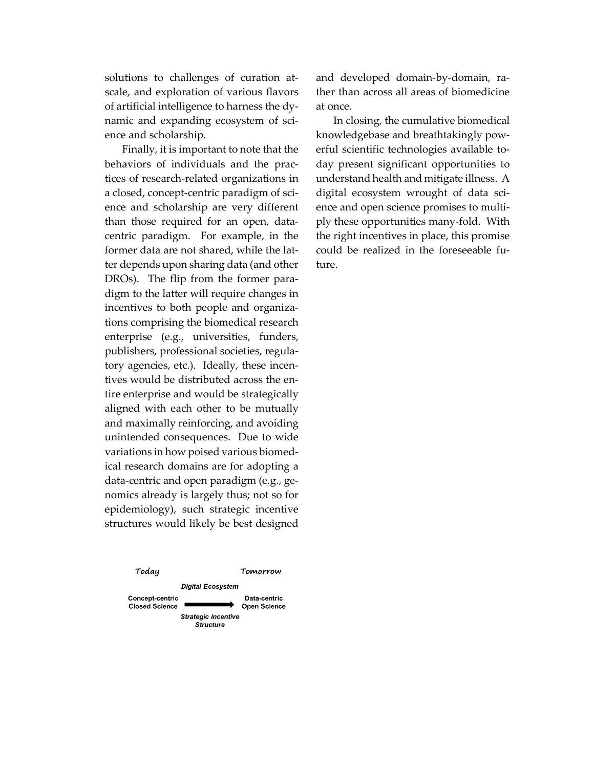solutions to challenges of curation at-scale, and exploration of various flavors of artificial intelligence to harness the dynamic and expanding ecosystem of science and scholarship.

Finally, it is important to note that the behaviors of individuals and the practices of research-related organizations in a closed, concept-centric paradigm of science and scholarship are very different than those required for an open, data-centric paradigm. For example, in the former data are not shared, while the latter depends upon sharing data (and other DROs). The flip from the former paradigm to the latter will require changes in incentives to both people and organizations comprising the biomedical research enterprise (e.g., universities, funders, publishers, professional societies, regulatory agencies, etc.). Ideally, these incentives would be distributed across the entire enterprise and would be strategically aligned with each other to be mutually and maximally reinforcing, and avoiding unintended consequences. Due to wide variations in how poised various biomedical research domains are for adopting a data-centric and open paradigm (e.g., genomics already is largely thus; not so for epidemiology), such strategic incentive structures would likely be best designed and developed domain-by-domain, rather than across all areas of biomedicine at once.

In closing, the cumulative biomedical knowledgebase and breathtakingly powerful scientific technologies available today present significant opportunities to understand health and mitigate illness. A digital ecosystem wrought of data science and open science promises to multiply these opportunities many-fold. With the right incentives in place, this promise could be realized in the foreseeable future.

| Today | | Tomorrow |
|---|---|---|
| | *Digital Ecosystem* | |
| **Concept-centric Closed Science** | → | **Data-centric Open Science** |
| | *Strategic Incentive Structure* | |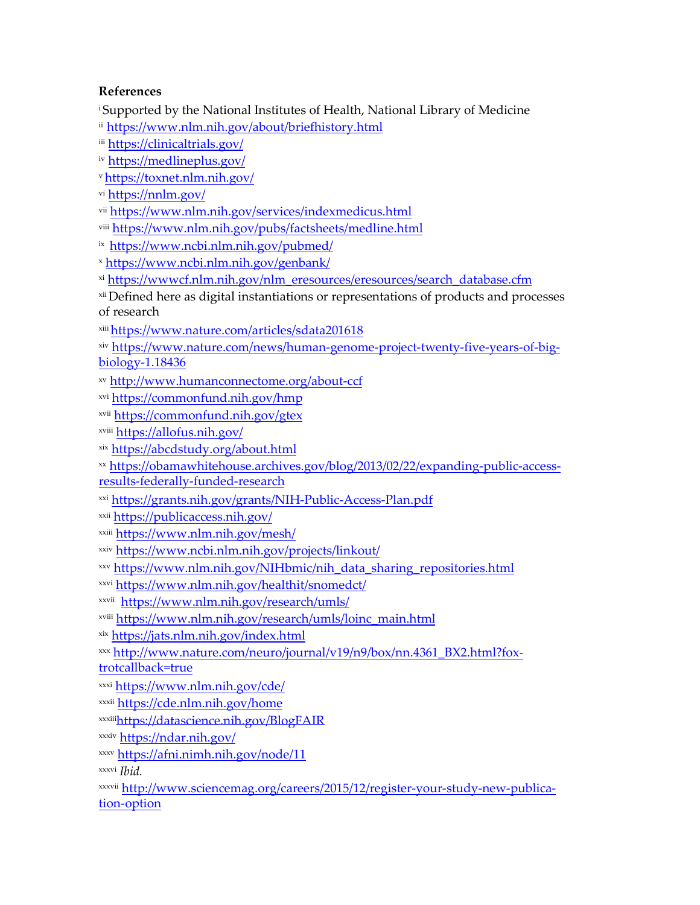**References**

[i] Supported by the National Institutes of Health, National Library of Medicine

[ii] https://www.nlm.nih.gov/about/briefhistory.html

[iii] https://clinicaltrials.gov/

[iv] https://medlineplus.gov/

[v] https://toxnet.nlm.nih.gov/

[vi] https://nnlm.gov/

[vii] https://www.nlm.nih.gov/services/indexmedicus.html

[viii] https://www.nlm.nih.gov/pubs/factsheets/medline.html

[ix] https://www.ncbi.nlm.nih.gov/pubmed/

[x] https://www.ncbi.nlm.nih.gov/genbank/

[xi] https://wwwcf.nlm.nih.gov/nlm_eresources/eresources/search_database.cfm

[xii] Defined here as digital instantiations or representations of products and processes of research

[xiii] https://www.nature.com/articles/sdata201618

[xiv] https://www.nature.com/news/human-genome-project-twenty-five-years-of-big-biology-1.18436

[xv] http://www.humanconnectome.org/about-ccf

[xvi] https://commonfund.nih.gov/hmp

[xvii] https://commonfund.nih.gov/gtex

[xviii] https://allofus.nih.gov/

[xix] https://abcdstudy.org/about.html

[xx] https://obamawhitehouse.archives.gov/blog/2013/02/22/expanding-public-access-results-federally-funded-research

[xxi] https://grants.nih.gov/grants/NIH-Public-Access-Plan.pdf

[xxii] https://publicaccess.nih.gov/

[xxiii] https://www.nlm.nih.gov/mesh/

[xxiv] https://www.ncbi.nlm.nih.gov/projects/linkout/

[xxv] https://www.nlm.nih.gov/NIHbmic/nih_data_sharing_repositories.html

[xxvi] https://www.nlm.nih.gov/healthit/snomedct/

[xxvii] https://www.nlm.nih.gov/research/umls/

[xviii] https://www.nlm.nih.gov/research/umls/loinc_main.html

[xix] https://jats.nlm.nih.gov/index.html

[xxx] http://www.nature.com/neuro/journal/v19/n9/box/nn.4361_BX2.html?foxtrotcallback=true

[xxxi] https://www.nlm.nih.gov/cde/

[xxxii] https://cde.nlm.nih.gov/home

[xxxiii] https://datascience.nih.gov/BlogFAIR

[xxxiv] https://ndar.nih.gov/

[xxxv] https://afni.nimh.nih.gov/node/11

[xxxvi] *Ibid.*

[xxxvii] http://www.sciencemag.org/careers/2015/12/register-your-study-new-publication-option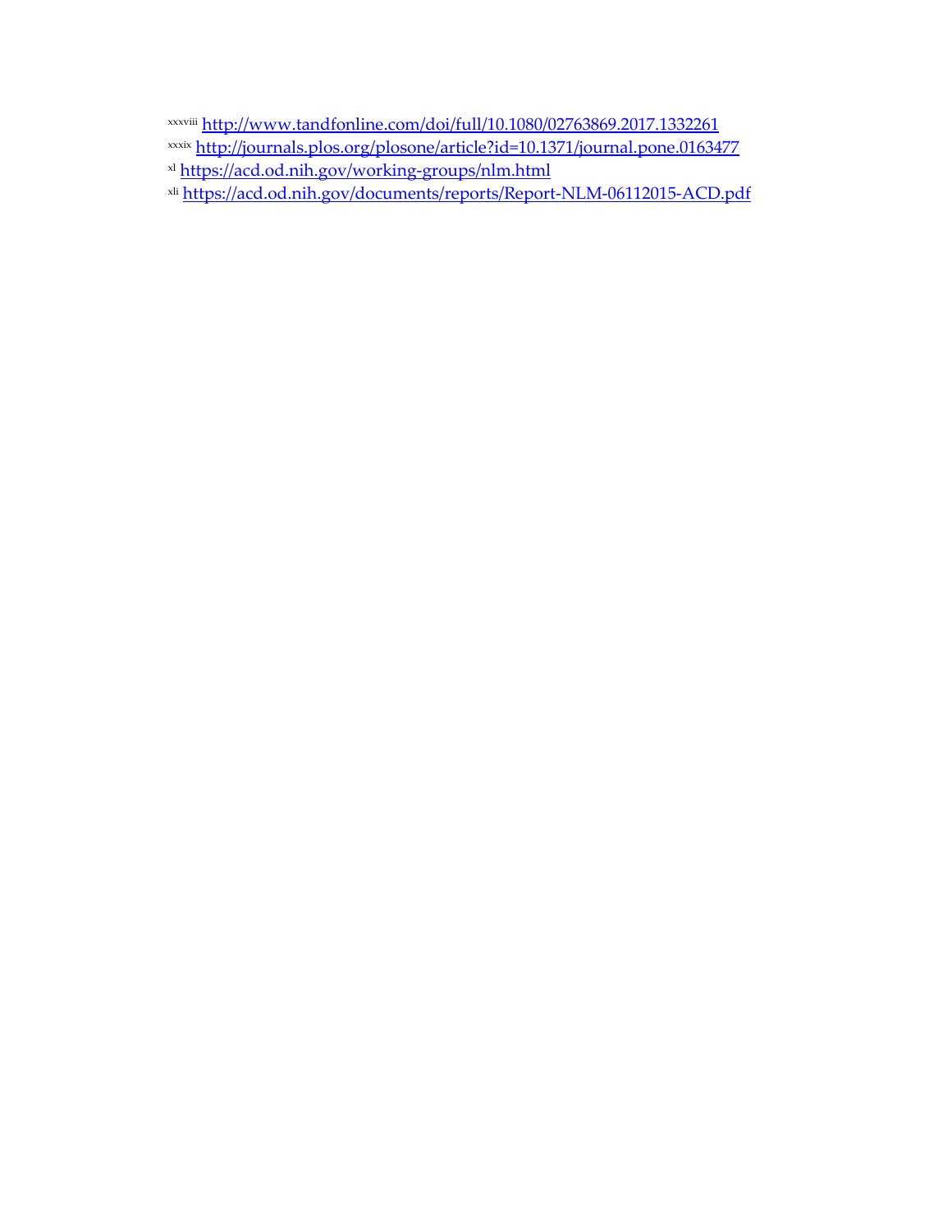[xxxviii] http://www.tandfonline.com/doi/full/10.1080/02763869.2017.1332261

[xxxix] http://journals.plos.org/plosone/article?id=10.1371/journal.pone.0163477

[xl] https://acd.od.nih.gov/working-groups/nlm.html

[xli] https://acd.od.nih.gov/documents/reports/Report-NLM-06112015-ACD.pdf